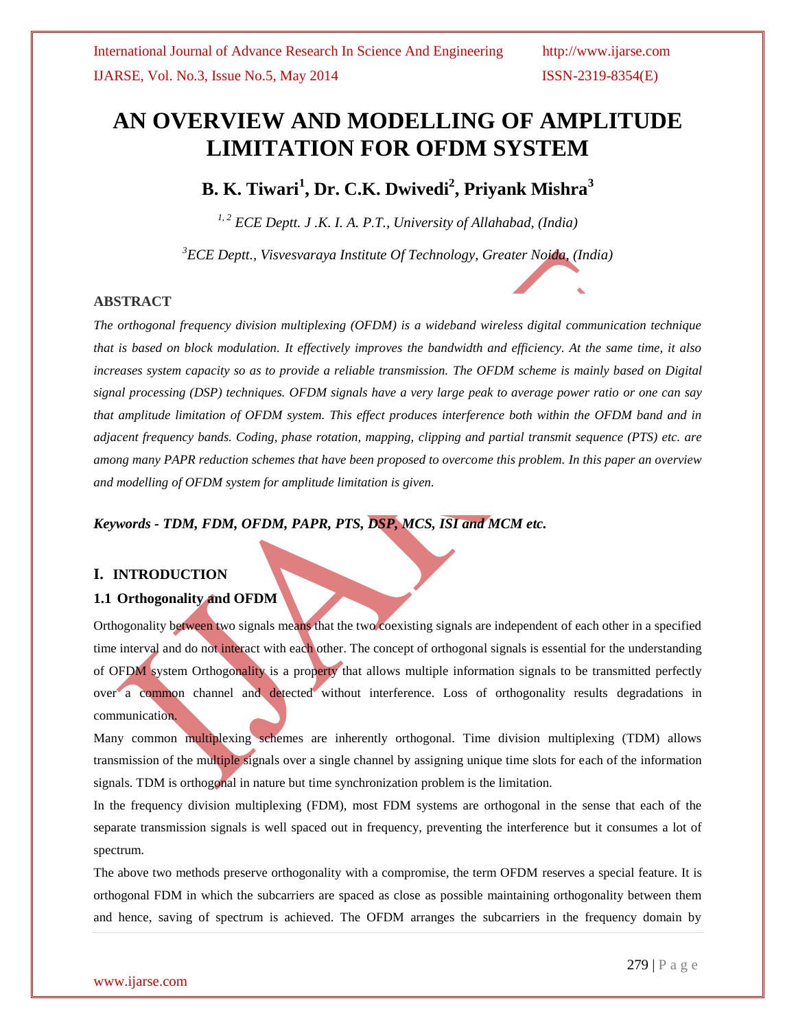# AN OVERVIEW AND MODELLING OF AMPLITUDE LIMITATION FOR OFDM SYSTEM

**B. K. Tiwari[1], Dr. C.K. Dwivedi[2], Priyank Mishra[3]**

*[1, 2] ECE Deptt. J .K. I. A. P.T., University of Allahabad, (India)*

*[3]ECE Deptt., Visvesvaraya Institute Of Technology, Greater Noida, (India)*

## ABSTRACT

*The orthogonal frequency division multiplexing (OFDM) is a wideband wireless digital communication technique that is based on block modulation. It effectively improves the bandwidth and efficiency. At the same time, it also increases system capacity so as to provide a reliable transmission. The OFDM scheme is mainly based on Digital signal processing (DSP) techniques. OFDM signals have a very large peak to average power ratio or one can say that amplitude limitation of OFDM system. This effect produces interference both within the OFDM band and in adjacent frequency bands. Coding, phase rotation, mapping, clipping and partial transmit sequence (PTS) etc. are among many PAPR reduction schemes that have been proposed to overcome this problem. In this paper an overview and modelling of OFDM system for amplitude limitation is given.*

***Keywords - TDM, FDM, OFDM, PAPR, PTS, DSP, MCS, ISI and MCM etc.***

## I. INTRODUCTION

### 1.1 Orthogonality and OFDM

Orthogonality between two signals means that the two coexisting signals are independent of each other in a specified time interval and do not interact with each other. The concept of orthogonal signals is essential for the understanding of OFDM system Orthogonality is a property that allows multiple information signals to be transmitted perfectly over a common channel and detected without interference. Loss of orthogonality results degradations in communication.

Many common multiplexing schemes are inherently orthogonal. Time division multiplexing (TDM) allows transmission of the multiple signals over a single channel by assigning unique time slots for each of the information signals. TDM is orthogonal in nature but time synchronization problem is the limitation.

In the frequency division multiplexing (FDM), most FDM systems are orthogonal in the sense that each of the separate transmission signals is well spaced out in frequency, preventing the interference but it consumes a lot of spectrum.

The above two methods preserve orthogonality with a compromise, the term OFDM reserves a special feature. It is orthogonal FDM in which the subcarriers are spaced as close as possible maintaining orthogonality between them and hence, saving of spectrum is achieved. The OFDM arranges the subcarriers in the frequency domain by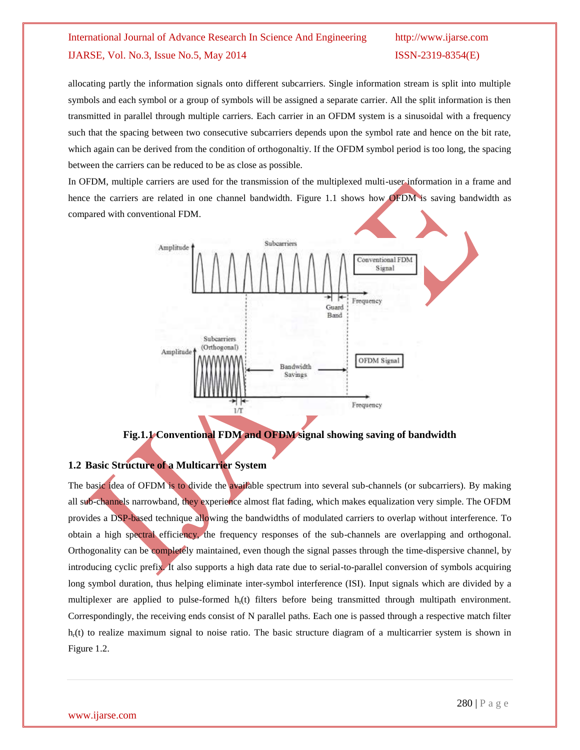allocating partly the information signals onto different subcarriers. Single information stream is split into multiple symbols and each symbol or a group of symbols will be assigned a separate carrier. All the split information is then transmitted in parallel through multiple carriers. Each carrier in an OFDM system is a sinusoidal with a frequency such that the spacing between two consecutive subcarriers depends upon the symbol rate and hence on the bit rate, which again can be derived from the condition of orthogonaltiy. If the OFDM symbol period is too long, the spacing between the carriers can be reduced to be as close as possible.

In OFDM, multiple carriers are used for the transmission of the multiplexed multi-user information in a frame and hence the carriers are related in one channel bandwidth. Figure 1.1 shows how OFDM is saving bandwidth as compared with conventional FDM.

**Fig.1.1 Conventional FDM and OFDM signal showing saving of bandwidth**

## 1.2 Basic Structure of a Multicarrier System

The basic idea of OFDM is to divide the available spectrum into several sub-channels (or subcarriers). By making all sub-channels narrowband, they experience almost flat fading, which makes equalization very simple. The OFDM provides a DSP-based technique allowing the bandwidths of modulated carriers to overlap without interference. To obtain a high spectral efficiency, the frequency responses of the sub-channels are overlapping and orthogonal. Orthogonality can be completely maintained, even though the signal passes through the time-dispersive channel, by introducing cyclic prefix. It also supports a high data rate due to serial-to-parallel conversion of symbols acquiring long symbol duration, thus helping eliminate inter-symbol interference (ISI). Input signals which are divided by a multiplexer are applied to pulse-formed $h_t(t)$ filters before being transmitted through multipath environment. Correspondingly, the receiving ends consist of N parallel paths. Each one is passed through a respective match filter $h_r(t)$ to realize maximum signal to noise ratio. The basic structure diagram of a multicarrier system is shown in Figure 1.2.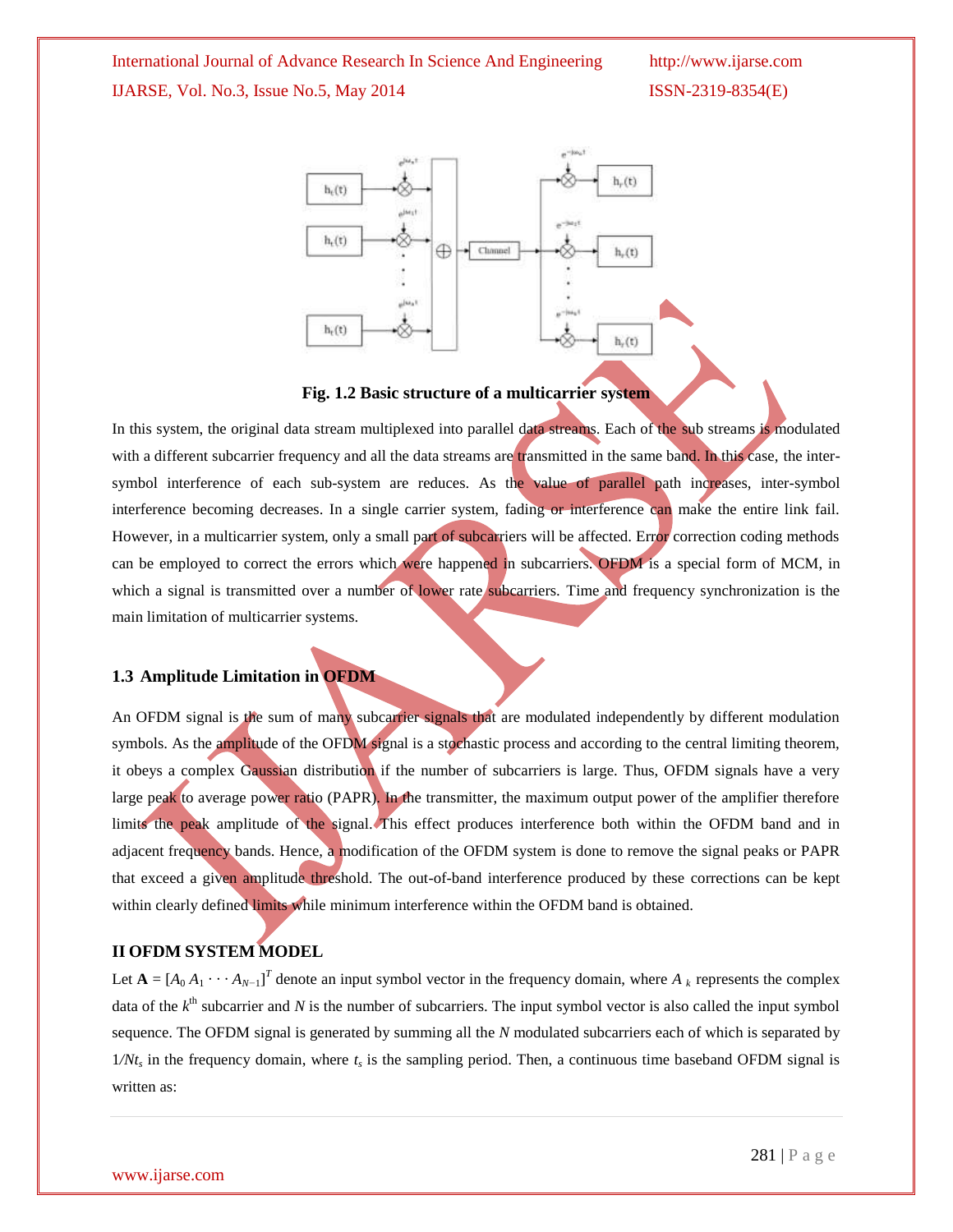**Fig. 1.2 Basic structure of a multicarrier system**

In this system, the original data stream multiplexed into parallel data streams. Each of the sub streams is modulated with a different subcarrier frequency and all the data streams are transmitted in the same band. In this case, the inter-symbol interference of each sub-system are reduces. As the value of parallel path increases, inter-symbol interference becoming decreases. In a single carrier system, fading or interference can make the entire link fail. However, in a multicarrier system, only a small part of subcarriers will be affected. Error correction coding methods can be employed to correct the errors which were happened in subcarriers. OFDM is a special form of MCM, in which a signal is transmitted over a number of lower rate subcarriers. Time and frequency synchronization is the main limitation of multicarrier systems.

### 1.3 Amplitude Limitation in OFDM

An OFDM signal is the sum of many subcarrier signals that are modulated independently by different modulation symbols. As the amplitude of the OFDM signal is a stochastic process and according to the central limiting theorem, it obeys a complex Gaussian distribution if the number of subcarriers is large. Thus, OFDM signals have a very large peak to average power ratio (PAPR). In the transmitter, the maximum output power of the amplifier therefore limits the peak amplitude of the signal. This effect produces interference both within the OFDM band and in adjacent frequency bands. Hence, a modification of the OFDM system is done to remove the signal peaks or PAPR that exceed a given amplitude threshold. The out-of-band interference produced by these corrections can be kept within clearly defined limits while minimum interference within the OFDM band is obtained.

## II OFDM SYSTEM MODEL

Let $\mathbf{A} = [A_0\ A_1 \cdots A_{N-1}]^T$ denote an input symbol vector in the frequency domain, where $A_k$ represents the complex data of the $k^{th}$ subcarrier and $N$ is the number of subcarriers. The input symbol vector is also called the input symbol sequence. The OFDM signal is generated by summing all the $N$ modulated subcarriers each of which is separated by $1/Nt_s$ in the frequency domain, where $t_s$ is the sampling period. Then, a continuous time baseband OFDM signal is written as: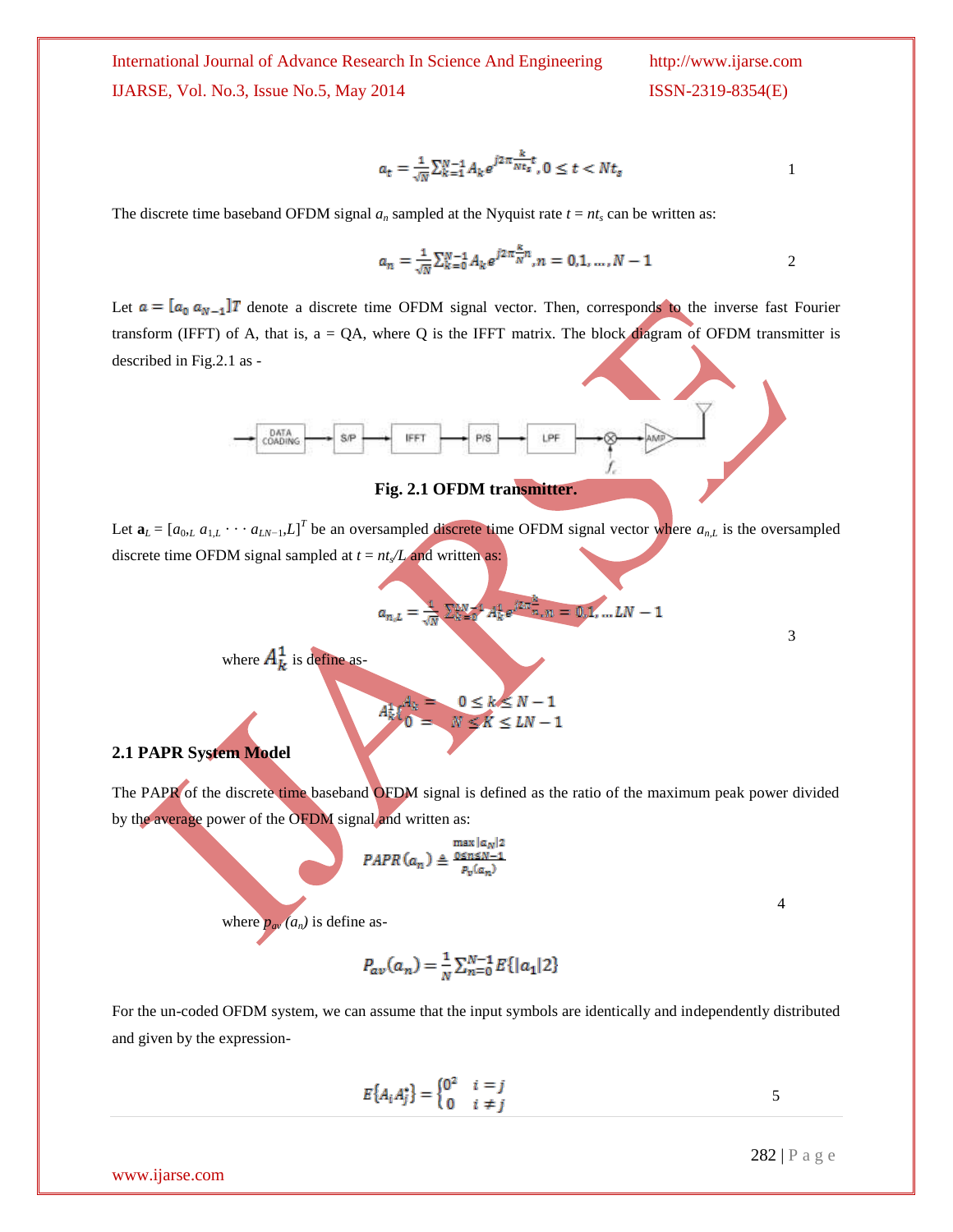$$a_t = \frac{1}{\sqrt{N}}\sum_{k=1}^{N-1} A_k e^{j2\pi\frac{k}{Nt_s}t}, 0 \leq t < Nt_s \quad (1)$$

The discrete time baseband OFDM signal $a_n$ sampled at the Nyquist rate $t = nt_s$ can be written as:

$$a_n = \frac{1}{\sqrt{N}}\sum_{k=0}^{N-1} A_k e^{j2\pi\frac{k}{N}n}, n = 0,1,\ldots,N-1 \quad (2)$$

Let $a = [a_0\ a_{N-1}]T$ denote a discrete time OFDM signal vector. Then, corresponds to the inverse fast Fourier transform (IFFT) of A, that is, a = QA, where Q is the IFFT matrix. The block diagram of OFDM transmitter is described in Fig.2.1 as -

DATA COADING → S/P → IFFT → P/S → LPF → ⊗ ($f_c$) → AMP

**Fig. 2.1 OFDM transmitter.**

Let $\mathbf{a}_L = [a_{0,L}\ a_{1,L} \cdots a_{LN-1},L]^T$ be an oversampled discrete time OFDM signal vector where $a_{n,L}$ is the oversampled discrete time OFDM signal sampled at $t = nt_s/L$ and written as:

$$a_{n,L} = \frac{1}{\sqrt{N}}\sum_{k=0}^{LN-1} A_k^1 e^{j2\pi\frac{k}{n}}, n = 0,1,\ldots LN-1 \quad (3)$$

where $A_k^1$ is define as-

$$A_k^1 \begin{cases} A_k = & 0 \leq k \leq N-1 \\ 0 = & N \leq K \leq LN-1 \end{cases}$$

## 2.1 PAPR System Model

The PAPR of the discrete time baseband OFDM signal is defined as the ratio of the maximum peak power divided by the average power of the OFDM signal and written as:

$$PAPR(a_n) \triangleq \frac{\max_{0\leq n\leq N-1} |a_N|2}{P_v(a_n)} \quad (4)$$

where $p_{av}(a_n)$ is define as-

$$P_{av}(a_n) = \frac{1}{N}\sum_{n=0}^{N-1} E\{|a_1|2\}$$

For the un-coded OFDM system, we can assume that the input symbols are identically and independently distributed and given by the expression-

$$E\{A_i A_j^*\} = \begin{cases} 0^2 & i = j \\ 0 & i \neq j \end{cases} \quad (5)$$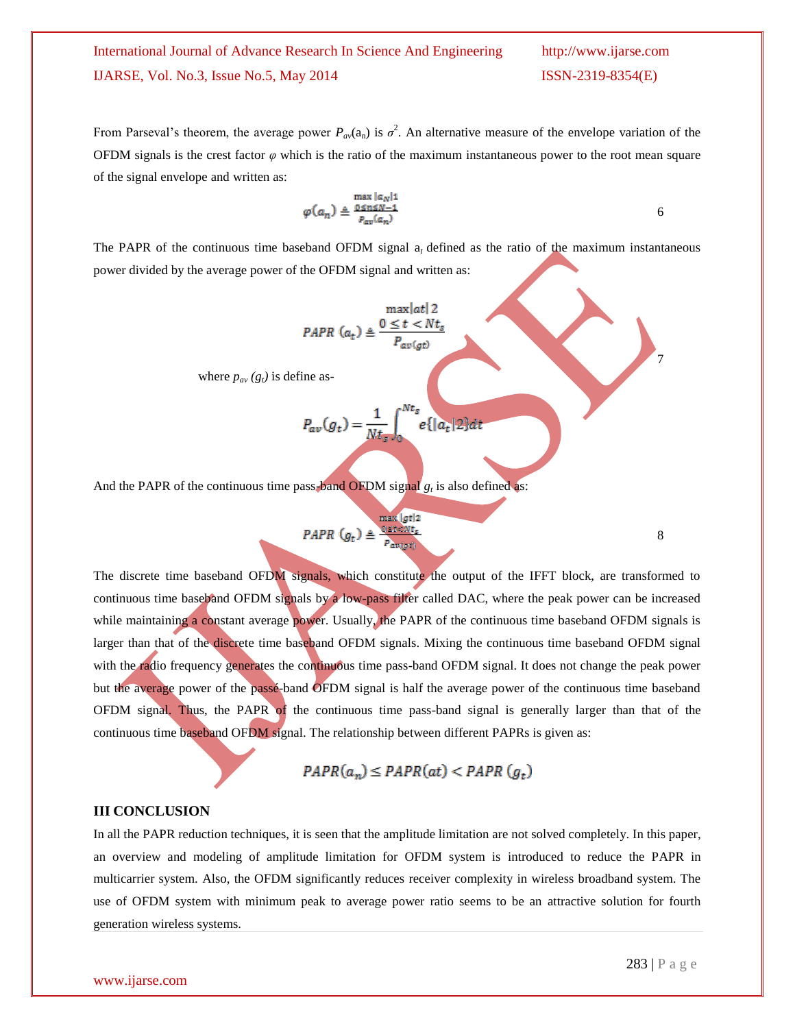From Parseval's theorem, the average power $P_{av}(a_n)$ is $\sigma^2$. An alternative measure of the envelope variation of the OFDM signals is the crest factor $\varphi$ which is the ratio of the maximum instantaneous power to the root mean square of the signal envelope and written as:

$$\varphi(a_n) \triangleq \frac{\max\limits_{0 \leq n \leq N-1} |a_N|1}{P_{av}(a_n)} \qquad 6$$

The PAPR of the continuous time baseband OFDM signal $a_t$ defined as the ratio of the maximum instantaneous power divided by the average power of the OFDM signal and written as:

$$PAPR\ (a_t) \triangleq \frac{\max\limits_{0 \leq t < Nt_s} |at|\ 2}{P_{av(gt)}} \qquad 7$$

where $p_{av}\ (g_t)$ is define as-

$$P_{av}(g_t) = \frac{1}{Nt_s} \int_0^{Nt_s} e\{|a_t|2\}dt$$

And the PAPR of the continuous time pass-band OFDM signal $g_t$ is also defined as:

$$PAPR\ (g_t) \triangleq \frac{\max\limits_{0 \leq t < Nt_s} |gt|2}{P_{av(gt)}} \qquad 8$$

The discrete time baseband OFDM signals, which constitute the output of the IFFT block, are transformed to continuous time baseband OFDM signals by a low-pass filter called DAC, where the peak power can be increased while maintaining a constant average power. Usually, the PAPR of the continuous time baseband OFDM signals is larger than that of the discrete time baseband OFDM signals. Mixing the continuous time baseband OFDM signal with the radio frequency generates the continuous time pass-band OFDM signal. It does not change the peak power but the average power of the passé-band OFDM signal is half the average power of the continuous time baseband OFDM signal. Thus, the PAPR of the continuous time pass-band signal is generally larger than that of the continuous time baseband OFDM signal. The relationship between different PAPRs is given as:

$$PAPR(a_n) \leq PAPR(at) < PAPR\ (g_t)$$

## III CONCLUSION

In all the PAPR reduction techniques, it is seen that the amplitude limitation are not solved completely. In this paper, an overview and modeling of amplitude limitation for OFDM system is introduced to reduce the PAPR in multicarrier system. Also, the OFDM significantly reduces receiver complexity in wireless broadband system. The use of OFDM system with minimum peak to average power ratio seems to be an attractive solution for fourth generation wireless systems.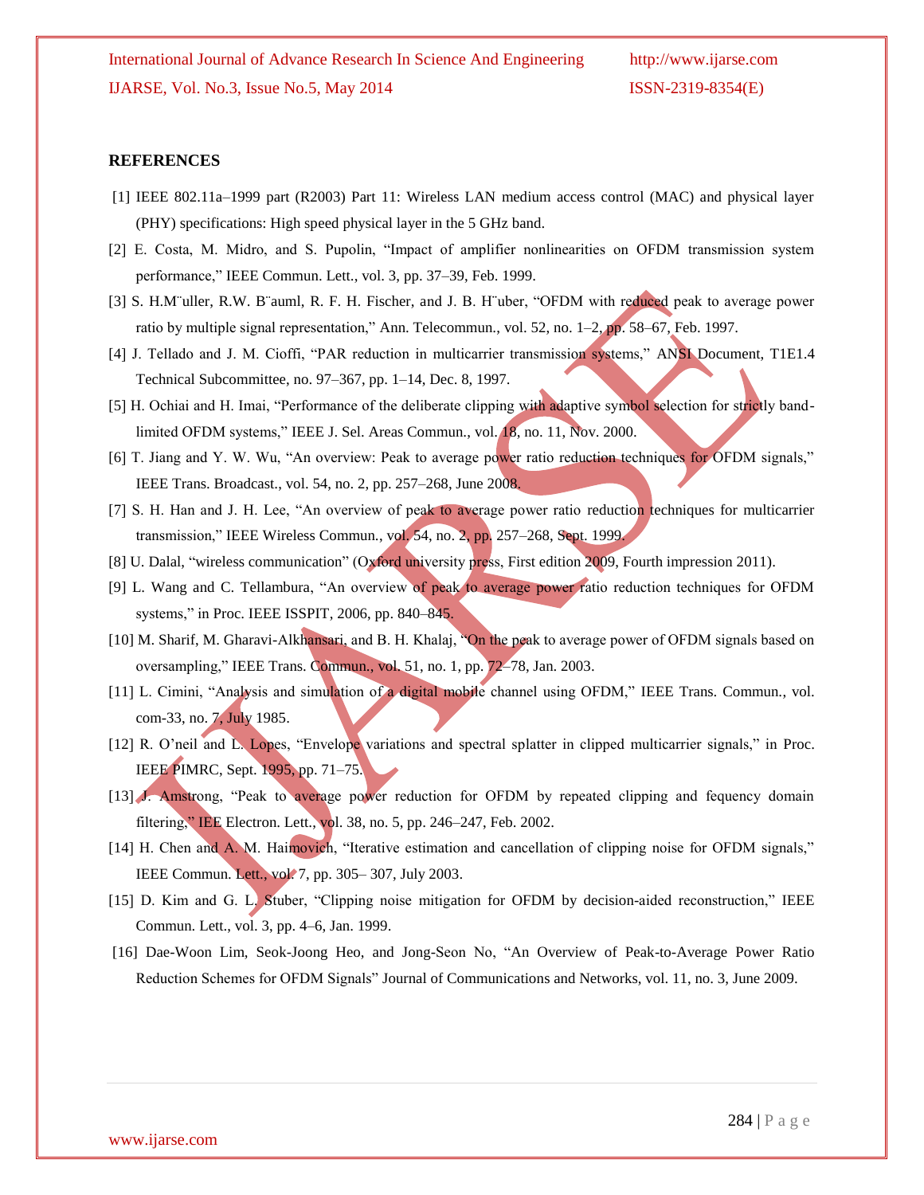## REFERENCES

[1] IEEE 802.11a–1999 part (R2003) Part 11: Wireless LAN medium access control (MAC) and physical layer (PHY) specifications: High speed physical layer in the 5 GHz band.

[2] E. Costa, M. Midro, and S. Pupolin, "Impact of amplifier nonlinearities on OFDM transmission system performance," IEEE Commun. Lett., vol. 3, pp. 37–39, Feb. 1999.

[3] S. H.M¨uller, R.W. B¨auml, R. F. H. Fischer, and J. B. H¨uber, "OFDM with reduced peak to average power ratio by multiple signal representation," Ann. Telecommun., vol. 52, no. 1–2, pp. 58–67, Feb. 1997.

[4] J. Tellado and J. M. Cioffi, "PAR reduction in multicarrier transmission systems," ANSI Document, T1E1.4 Technical Subcommittee, no. 97–367, pp. 1–14, Dec. 8, 1997.

[5] H. Ochiai and H. Imai, "Performance of the deliberate clipping with adaptive symbol selection for strictly band-limited OFDM systems," IEEE J. Sel. Areas Commun., vol. 18, no. 11, Nov. 2000.

[6] T. Jiang and Y. W. Wu, "An overview: Peak to average power ratio reduction techniques for OFDM signals," IEEE Trans. Broadcast., vol. 54, no. 2, pp. 257–268, June 2008.

[7] S. H. Han and J. H. Lee, "An overview of peak to average power ratio reduction techniques for multicarrier transmission," IEEE Wireless Commun., vol. 54, no. 2, pp. 257–268, Sept. 1999.

[8] U. Dalal, "wireless communication" (Oxford university press, First edition 2009, Fourth impression 2011).

[9] L. Wang and C. Tellambura, "An overview of peak to average power ratio reduction techniques for OFDM systems," in Proc. IEEE ISSPIT, 2006, pp. 840–845.

[10] M. Sharif, M. Gharavi-Alkhansari, and B. H. Khalaj, "On the peak to average power of OFDM signals based on oversampling," IEEE Trans. Commun., vol. 51, no. 1, pp. 72–78, Jan. 2003.

[11] L. Cimini, "Analysis and simulation of a digital mobile channel using OFDM," IEEE Trans. Commun., vol. com-33, no. 7, July 1985.

[12] R. O'neil and L. Lopes, "Envelope variations and spectral splatter in clipped multicarrier signals," in Proc. IEEE PIMRC, Sept. 1995, pp. 71–75.

[13] J. Amstrong, "Peak to average power reduction for OFDM by repeated clipping and fequency domain filtering," IEE Electron. Lett., vol. 38, no. 5, pp. 246–247, Feb. 2002.

[14] H. Chen and A. M. Haimovich, "Iterative estimation and cancellation of clipping noise for OFDM signals," IEEE Commun. Lett., vol. 7, pp. 305– 307, July 2003.

[15] D. Kim and G. L. Stuber, "Clipping noise mitigation for OFDM by decision-aided reconstruction," IEEE Commun. Lett., vol. 3, pp. 4–6, Jan. 1999.

[16] Dae-Woon Lim, Seok-Joong Heo, and Jong-Seon No, "An Overview of Peak-to-Average Power Ratio Reduction Schemes for OFDM Signals" Journal of Communications and Networks, vol. 11, no. 3, June 2009.